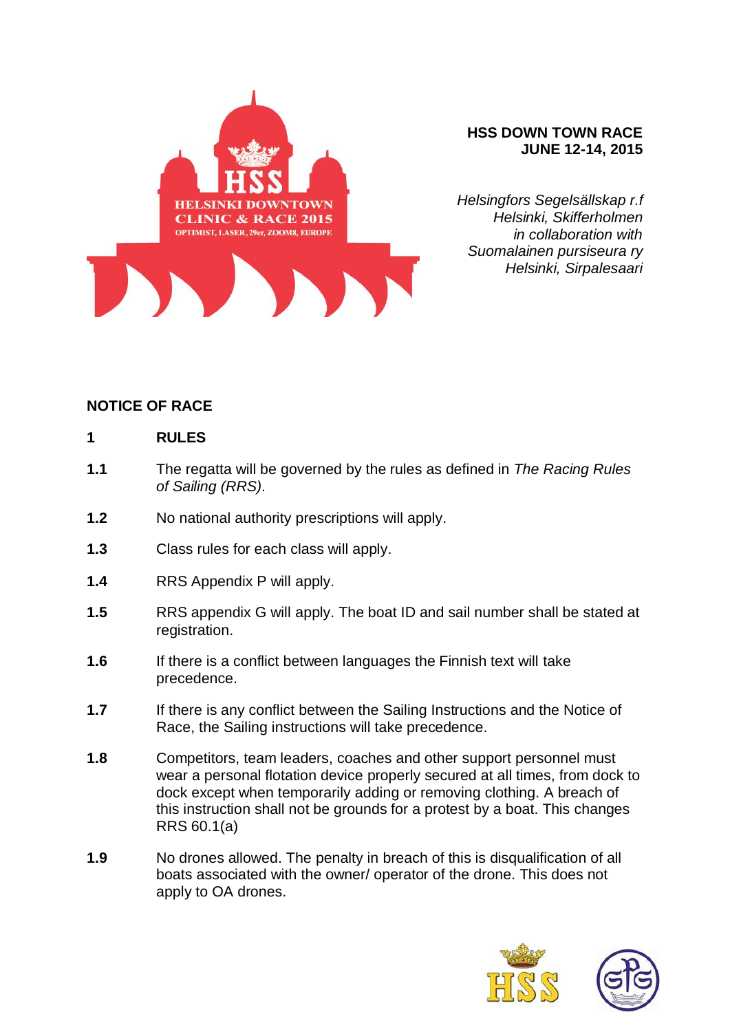**HSS DOWN TOWN RACE**
**JUNE 12-14, 2015**

*Helsingfors Segelsällskap r.f*
*Helsinki, Skifferholmen*
*in collaboration with*
*Suomalainen pursiseura ry*
*Helsinki, Sirpalesaari*

## NOTICE OF RACE

### 1 RULES

**1.1** The regatta will be governed by the rules as defined in *The Racing Rules of Sailing (RRS)*.

**1.2** No national authority prescriptions will apply.

**1.3** Class rules for each class will apply.

**1.4** RRS Appendix P will apply.

**1.5** RRS appendix G will apply. The boat ID and sail number shall be stated at registration.

**1.6** If there is a conflict between languages the Finnish text will take precedence.

**1.7** If there is any conflict between the Sailing Instructions and the Notice of Race, the Sailing instructions will take precedence.

**1.8** Competitors, team leaders, coaches and other support personnel must wear a personal flotation device properly secured at all times, from dock to dock except when temporarily adding or removing clothing. A breach of this instruction shall not be grounds for a protest by a boat. This changes RRS 60.1(a)

**1.9** No drones allowed. The penalty in breach of this is disqualification of all boats associated with the owner/ operator of the drone. This does not apply to OA drones.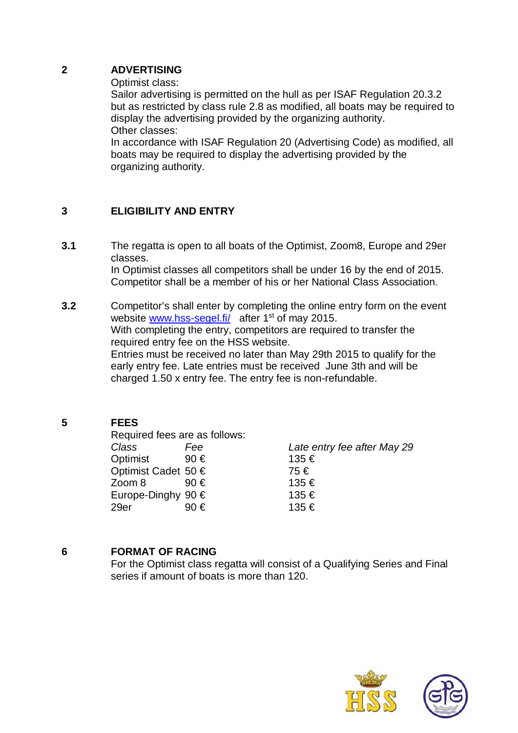## 2 ADVERTISING

Optimist class:
Sailor advertising is permitted on the hull as per ISAF Regulation 20.3.2 but as restricted by class rule 2.8 as modified, all boats may be required to display the advertising provided by the organizing authority.
Other classes:
In accordance with ISAF Regulation 20 (Advertising Code) as modified, all boats may be required to display the advertising provided by the organizing authority.

## 3 ELIGIBILITY AND ENTRY

**3.1** The regatta is open to all boats of the Optimist, Zoom8, Europe and 29er classes.
In Optimist classes all competitors shall be under 16 by the end of 2015. Competitor shall be a member of his or her National Class Association.

**3.2** Competitor's shall enter by completing the online entry form on the event website [www.hss-segel.fi/](http://www.hss-segel.fi/) after 1st of may 2015.
With completing the entry, competitors are required to transfer the required entry fee on the HSS website.
Entries must be received no later than May 29th 2015 to qualify for the early entry fee. Late entries must be received June 3th and will be charged 1.50 x entry fee. The entry fee is non-refundable.

## 5 FEES

Required fees are as follows:

| *Class* | *Fee* | *Late entry fee after May 29* |
|---|---|---|
| Optimist | 90 € | 135 € |
| Optimist Cadet | 50 € | 75 € |
| Zoom 8 | 90 € | 135 € |
| Europe-Dinghy | 90 € | 135 € |
| 29er | 90 € | 135 € |

## 6 FORMAT OF RACING

For the Optimist class regatta will consist of a Qualifying Series and Final series if amount of boats is more than 120.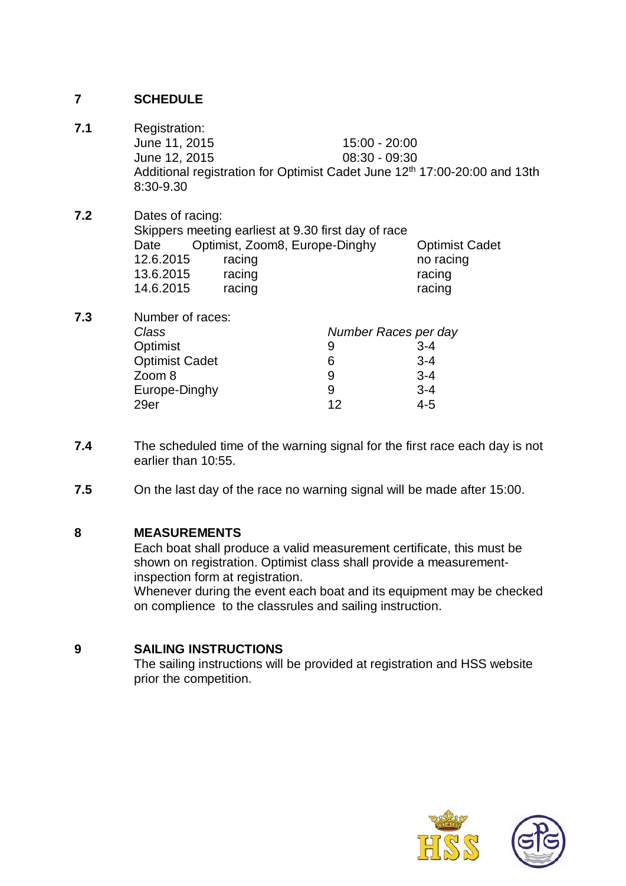## 7 SCHEDULE

**7.1** Registration:

| | |
|---|---|
| June 11, 2015 | 15:00 - 20:00 |
| June 12, 2015 | 08:30 - 09:30 |

Additional registration for Optimist Cadet June 12th 17:00-20:00 and 13th 8:30-9.30

**7.2** Dates of racing:

Skippers meeting earliest at 9.30 first day of race

| Date | Optimist, Zoom8, Europe-Dinghy | Optimist Cadet |
|---|---|---|
| 12.6.2015 | racing | no racing |
| 13.6.2015 | racing | racing |
| 14.6.2015 | racing | racing |

**7.3** Number of races:

| *Class* | *Number Races* | *per day* |
|---|---|---|
| Optimist | 9 | 3-4 |
| Optimist Cadet | 6 | 3-4 |
| Zoom 8 | 9 | 3-4 |
| Europe-Dinghy | 9 | 3-4 |
| 29er | 12 | 4-5 |

**7.4** The scheduled time of the warning signal for the first race each day is not earlier than 10:55.

**7.5** On the last day of the race no warning signal will be made after 15:00.

## 8 MEASUREMENTS

Each boat shall produce a valid measurement certificate, this must be shown on registration. Optimist class shall provide a measurement-inspection form at registration.

Whenever during the event each boat and its equipment may be checked on complience to the classrules and sailing instruction.

## 9 SAILING INSTRUCTIONS

The sailing instructions will be provided at registration and HSS website prior the competition.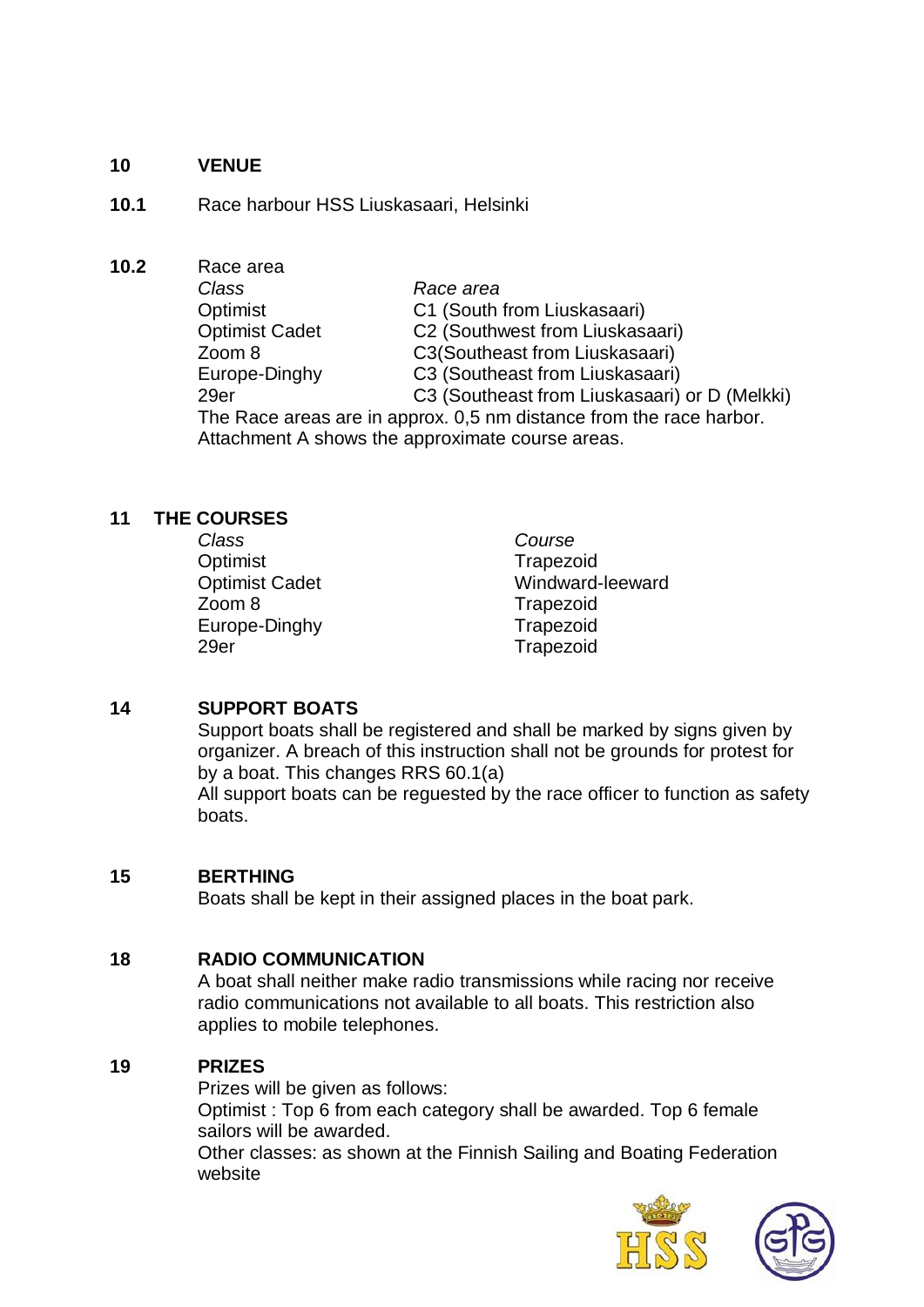## 10 VENUE

**10.1** Race harbour HSS Liuskasaari, Helsinki

**10.2** Race area

| *Class* | *Race area* |
|---|---|
| Optimist | C1 (South from Liuskasaari) |
| Optimist Cadet | C2 (Southwest from Liuskasaari) |
| Zoom 8 | C3(Southeast from Liuskasaari) |
| Europe-Dinghy | C3 (Southeast from Liuskasaari) |
| 29er | C3 (Southeast from Liuskasaari) or D (Melkki) |

The Race areas are in approx. 0,5 nm distance from the race harbor.
Attachment A shows the approximate course areas.

## 11 THE COURSES

| *Class* | *Course* |
|---|---|
| Optimist | Trapezoid |
| Optimist Cadet | Windward-leeward |
| Zoom 8 | Trapezoid |
| Europe-Dinghy | Trapezoid |
| 29er | Trapezoid |

## 14 SUPPORT BOATS

Support boats shall be registered and shall be marked by signs given by organizer. A breach of this instruction shall not be grounds for protest for by a boat. This changes RRS 60.1(a)
All support boats can be reguested by the race officer to function as safety boats.

## 15 BERTHING

Boats shall be kept in their assigned places in the boat park.

## 18 RADIO COMMUNICATION

A boat shall neither make radio transmissions while racing nor receive radio communications not available to all boats. This restriction also applies to mobile telephones.

## 19 PRIZES

Prizes will be given as follows:
Optimist : Top 6 from each category shall be awarded. Top 6 female sailors will be awarded.
Other classes: as shown at the Finnish Sailing and Boating Federation website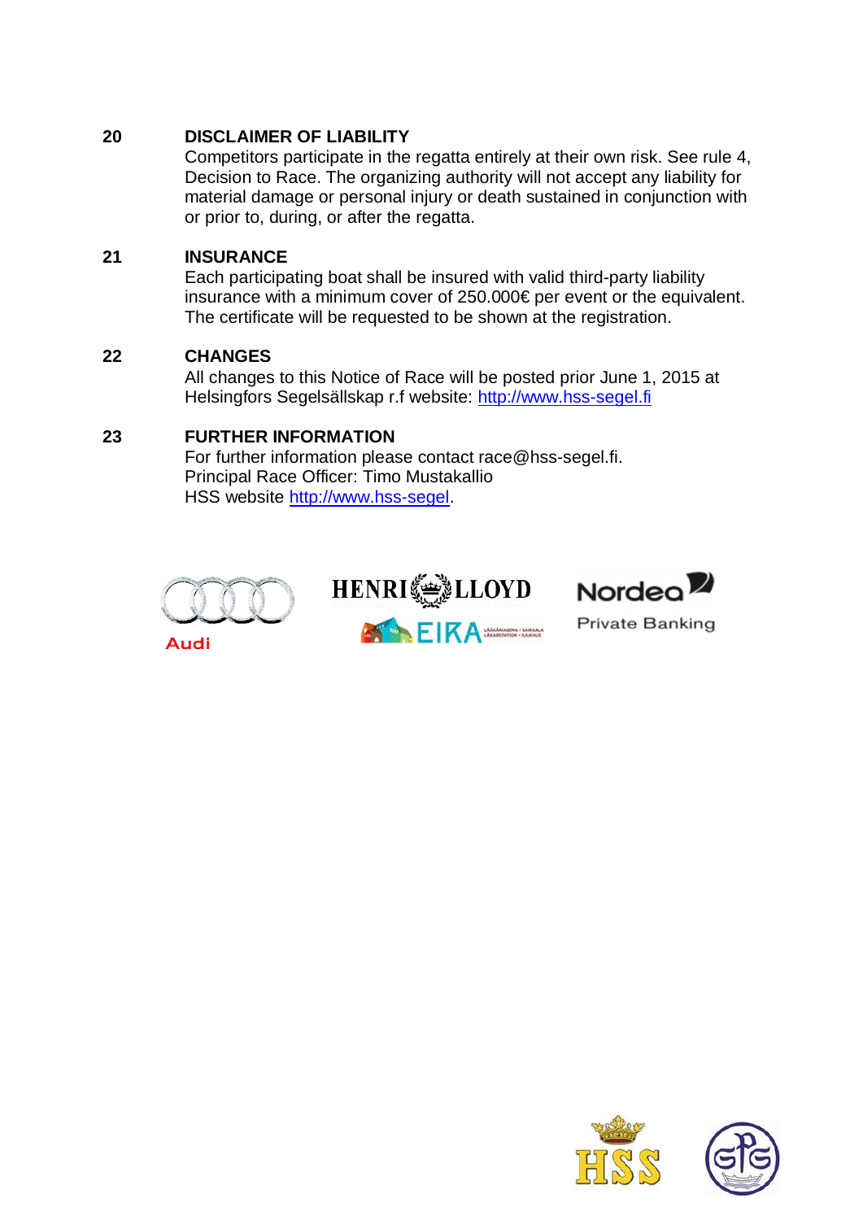## 20 DISCLAIMER OF LIABILITY

Competitors participate in the regatta entirely at their own risk. See rule 4, Decision to Race. The organizing authority will not accept any liability for material damage or personal injury or death sustained in conjunction with or prior to, during, or after the regatta.

## 21 INSURANCE

Each participating boat shall be insured with valid third-party liability insurance with a minimum cover of 250.000€ per event or the equivalent. The certificate will be requested to be shown at the registration.

## 22 CHANGES

All changes to this Notice of Race will be posted prior June 1, 2015 at Helsingfors Segelsällskap r.f website: http://www.hss-segel.fi

## 23 FURTHER INFORMATION

For further information please contact race@hss-segel.fi.
Principal Race Officer: Timo Mustakallio
HSS website http://www.hss-segel.

Audi

HENRI LLOYD

EIKA

Nordea Private Banking

HSS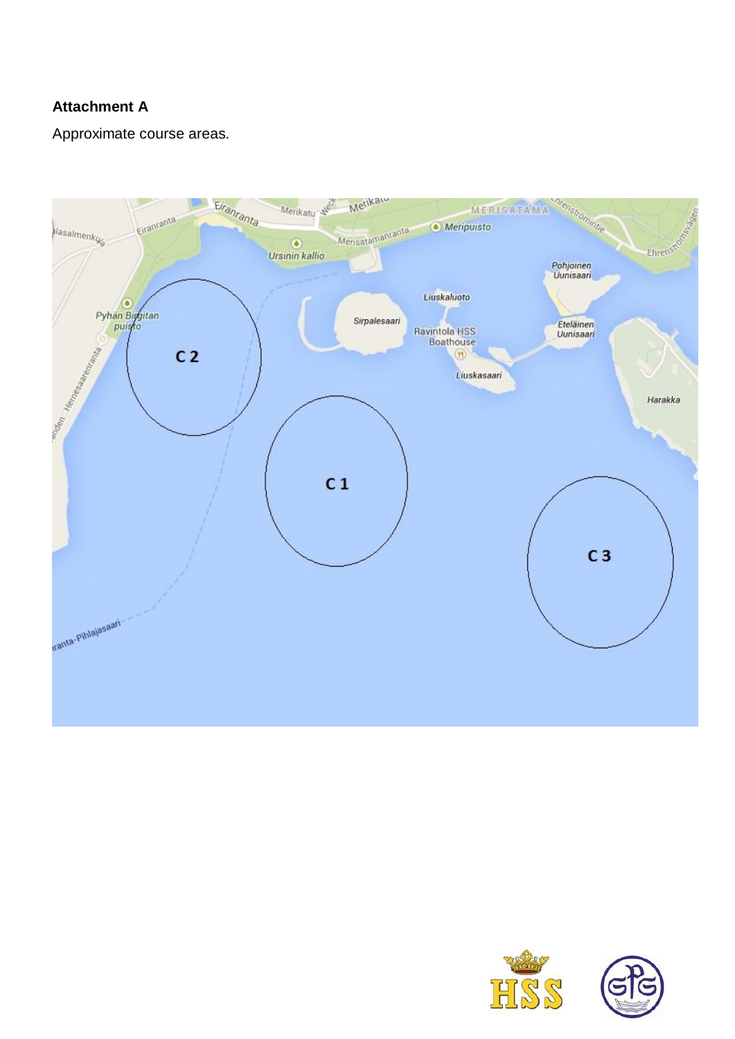**Attachment A**

Approximate course areas.

C 2

C 1

C 3